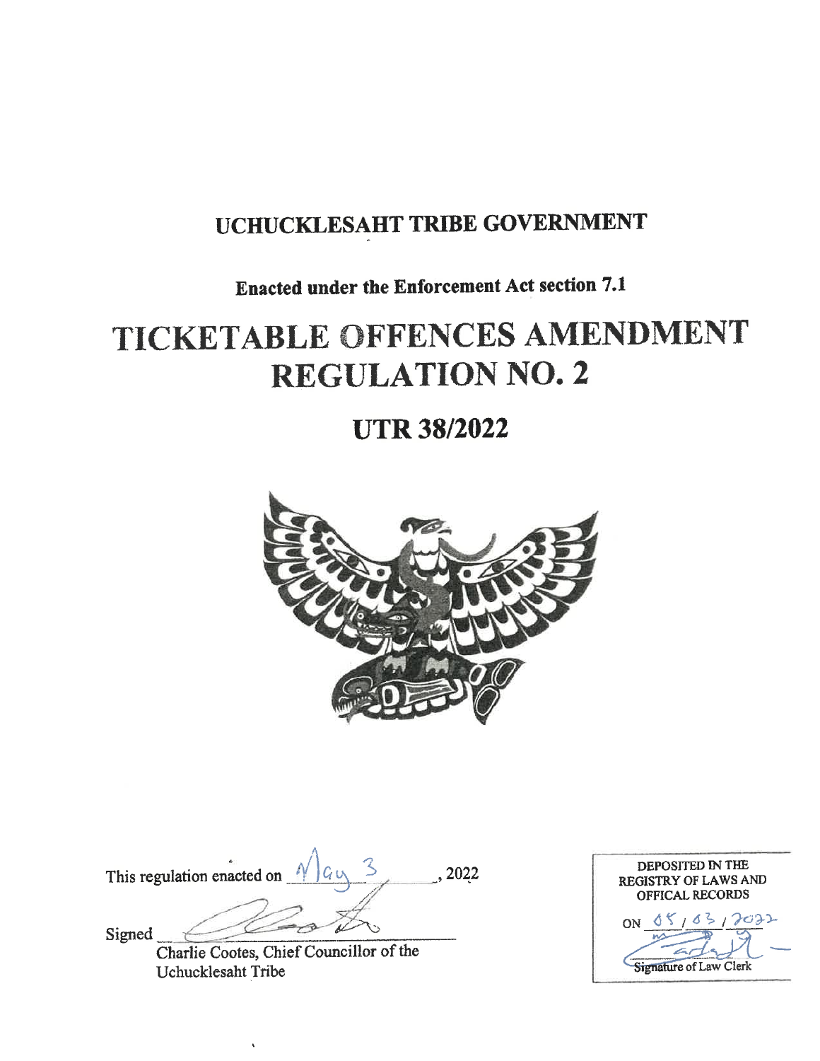# UCHUCKLESAHT TRIBE GOVERNMENT

**Enacted under the Enforcement Act section 7.1**

# TICKETABLE OFFENCES AMENDMENT REGULATION NO. 2

## UTR 38/2022

This regulation enacted on May 3, 2022

Signed

Charlie Cootes, Chief Councillor of the Uchucklesaht Tribe

DEPOSITED IN THE REGISTRY OF LAWS AND OFFICAL RECORDS

ON 05/03/2022

Signature of Law Clerk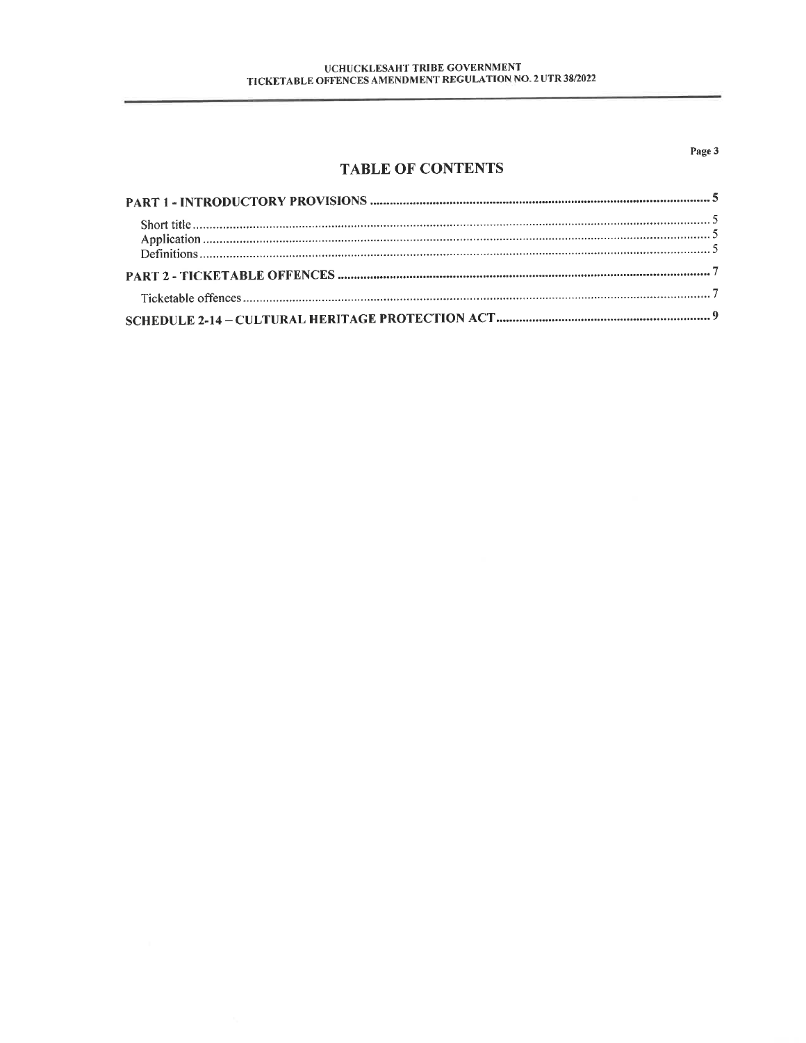# TABLE OF CONTENTS

**PART 1 - INTRODUCTORY PROVISIONS** .......... 5

- Short title .......... 5
- Application .......... 5
- Definitions .......... 5

**PART 2 - TICKETABLE OFFENCES** .......... 7

- Ticketable offences .......... 7

**SCHEDULE 2-14 – CULTURAL HERITAGE PROTECTION ACT** .......... 9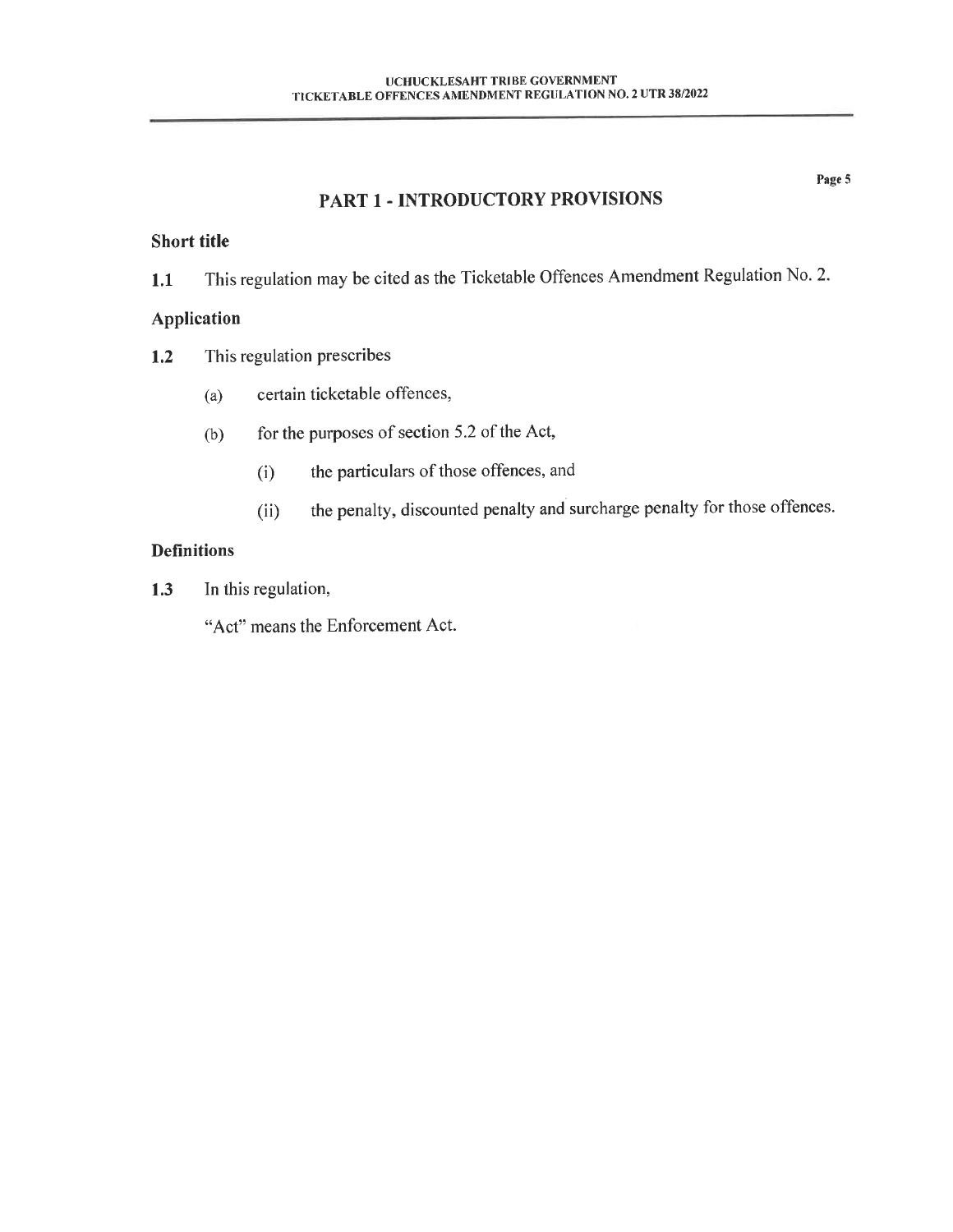## PART 1 - INTRODUCTORY PROVISIONS

### Short title

**1.1** This regulation may be cited as the Ticketable Offences Amendment Regulation No. 2.

### Application

**1.2** This regulation prescribes

(a) certain ticketable offences,

(b) for the purposes of section 5.2 of the Act,

(i) the particulars of those offences, and

(ii) the penalty, discounted penalty and surcharge penalty for those offences.

### Definitions

**1.3** In this regulation,

"Act" means the Enforcement Act.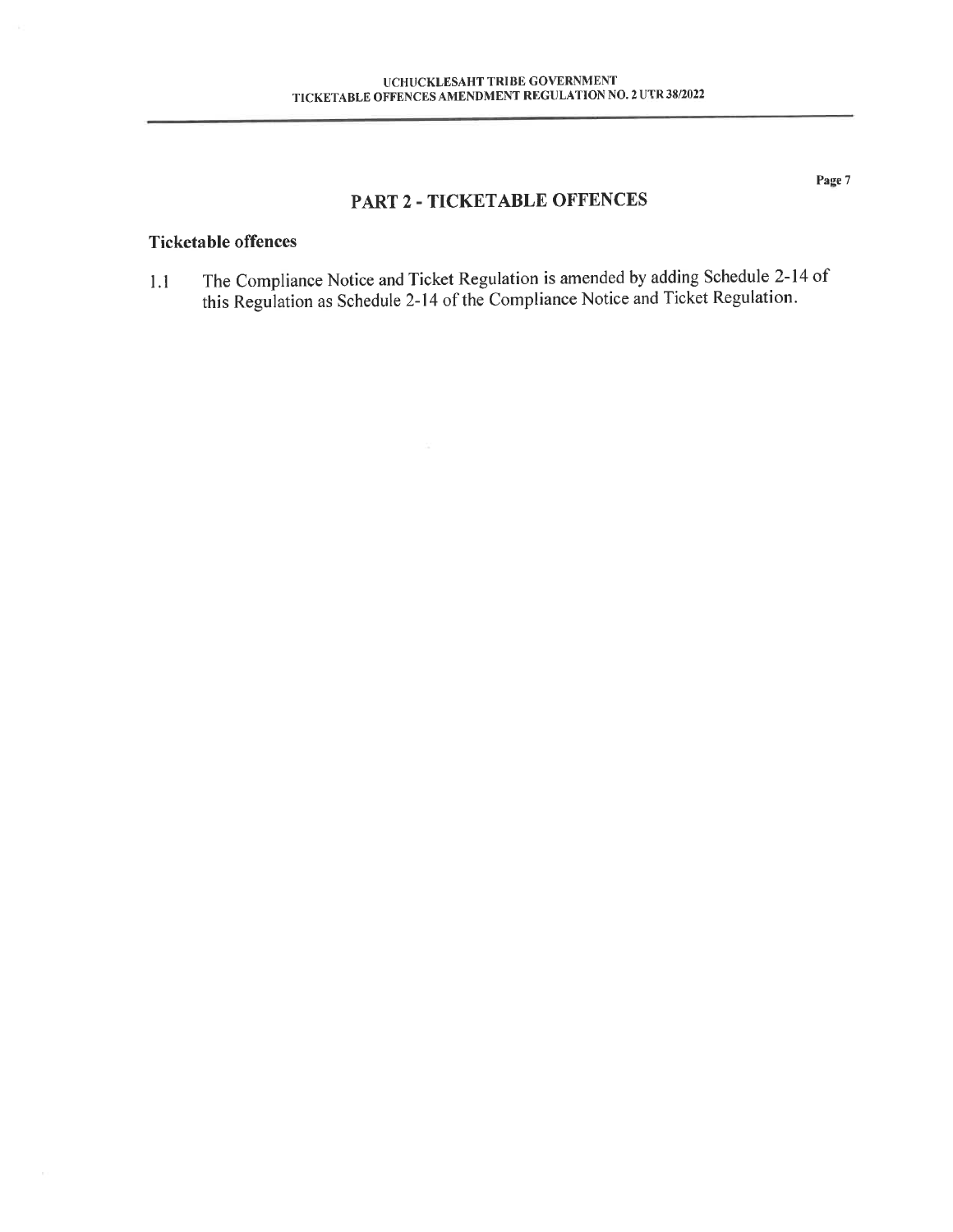## PART 2 - TICKETABLE OFFENCES

### Ticketable offences

1.1 The Compliance Notice and Ticket Regulation is amended by adding Schedule 2-14 of this Regulation as Schedule 2-14 of the Compliance Notice and Ticket Regulation.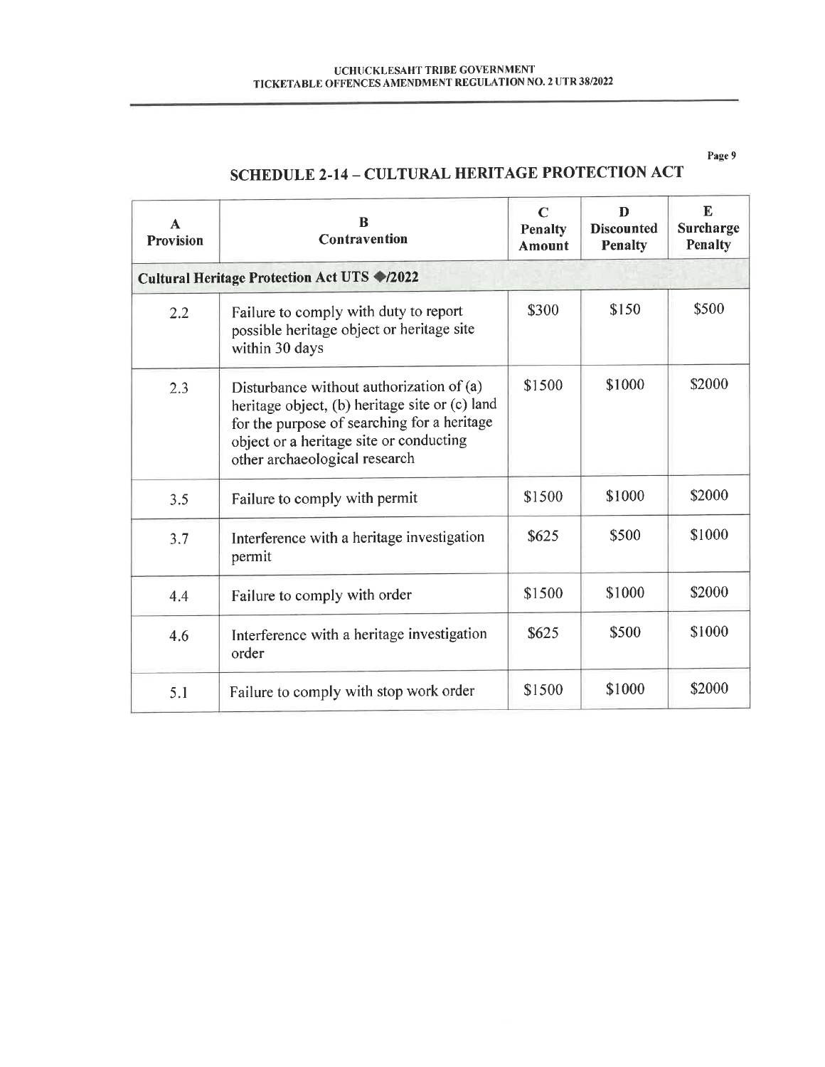## SCHEDULE 2-14 – CULTURAL HERITAGE PROTECTION ACT

| A<br>Provision | B<br>Contravention | C<br>Penalty Amount | D<br>Discounted Penalty | E<br>Surcharge Penalty |
|---|---|---|---|---|
| **Cultural Heritage Protection Act UTS ◆/2022** | | | | |
| 2.2 | Failure to comply with duty to report possible heritage object or heritage site within 30 days | $300 | $150 | $500 |
| 2.3 | Disturbance without authorization of (a) heritage object, (b) heritage site or (c) land for the purpose of searching for a heritage object or a heritage site or conducting other archaeological research | $1500 | $1000 | $2000 |
| 3.5 | Failure to comply with permit | $1500 | $1000 | $2000 |
| 3.7 | Interference with a heritage investigation permit | $625 | $500 | $1000 |
| 4.4 | Failure to comply with order | $1500 | $1000 | $2000 |
| 4.6 | Interference with a heritage investigation order | $625 | $500 | $1000 |
| 5.1 | Failure to comply with stop work order | $1500 | $1000 | $2000 |